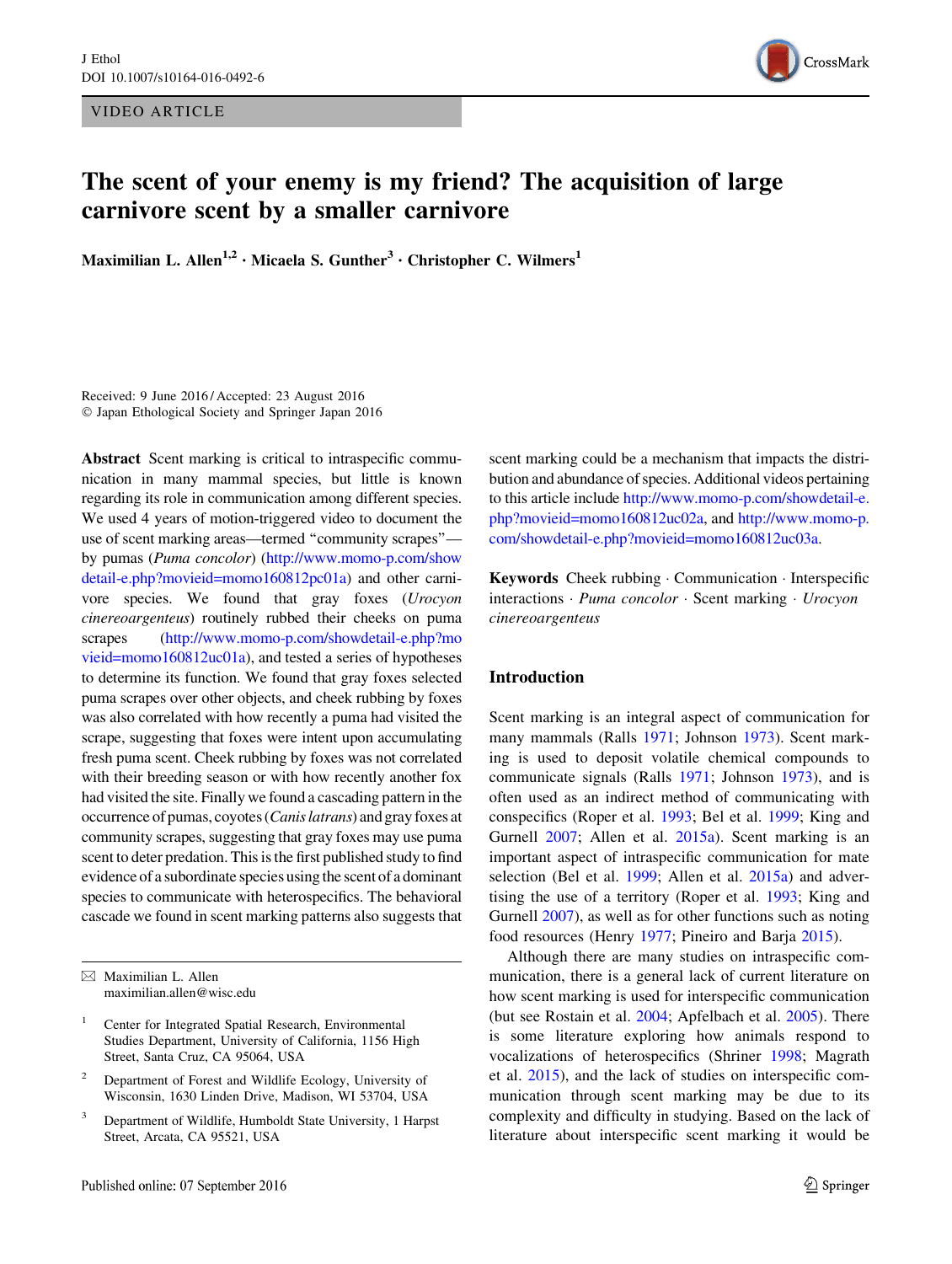VIDEO ARTICLE

# The scent of your enemy is my friend? The acquisition of large carnivore scent by a smaller carnivore

**Maximilian L. Allen[1,2] · Micaela S. Gunther[3] · Christopher C. Wilmers[1]**

Received: 9 June 2016 / Accepted: 23 August 2016
© Japan Ethological Society and Springer Japan 2016

**Abstract** Scent marking is critical to intraspecific communication in many mammal species, but little is known regarding its role in communication among different species. We used 4 years of motion-triggered video to document the use of scent marking areas—termed "community scrapes"—by pumas (*Puma concolor*) (http://www.momo-p.com/showdetail-e.php?movieid=momo160812pc01a) and other carnivore species. We found that gray foxes (*Urocyon cinereoargenteus*) routinely rubbed their cheeks on puma scrapes (http://www.momo-p.com/showdetail-e.php?movieid=momo160812uc01a), and tested a series of hypotheses to determine its function. We found that gray foxes selected puma scrapes over other objects, and cheek rubbing by foxes was also correlated with how recently a puma had visited the scrape, suggesting that foxes were intent upon accumulating fresh puma scent. Cheek rubbing by foxes was not correlated with their breeding season or with how recently another fox had visited the site. Finally we found a cascading pattern in the occurrence of pumas, coyotes (*Canis latrans*) and gray foxes at community scrapes, suggesting that gray foxes may use puma scent to deter predation. This is the first published study to find evidence of a subordinate species using the scent of a dominant species to communicate with heterospecifics. The behavioral cascade we found in scent marking patterns also suggests that scent marking could be a mechanism that impacts the distribution and abundance of species. Additional videos pertaining to this article include http://www.momo-p.com/showdetail-e.php?movieid=momo160812uc02a, and http://www.momo-p.com/showdetail-e.php?movieid=momo160812uc03a.

**Keywords** Cheek rubbing · Communication · Interspecific interactions · *Puma concolor* · Scent marking · *Urocyon cinereoargenteus*

✉ Maximilian L. Allen
maximilian.allen@wisc.edu

[1] Center for Integrated Spatial Research, Environmental Studies Department, University of California, 1156 High Street, Santa Cruz, CA 95064, USA

[2] Department of Forest and Wildlife Ecology, University of Wisconsin, 1630 Linden Drive, Madison, WI 53704, USA

[3] Department of Wildlife, Humboldt State University, 1 Harpst Street, Arcata, CA 95521, USA

## Introduction

Scent marking is an integral aspect of communication for many mammals (Ralls 1971; Johnson 1973). Scent marking is used to deposit volatile chemical compounds to communicate signals (Ralls 1971; Johnson 1973), and is often used as an indirect method of communicating with conspecifics (Roper et al. 1993; Bel et al. 1999; King and Gurnell 2007; Allen et al. 2015a). Scent marking is an important aspect of intraspecific communication for mate selection (Bel et al. 1999; Allen et al. 2015a) and advertising the use of a territory (Roper et al. 1993; King and Gurnell 2007), as well as for other functions such as noting food resources (Henry 1977; Pineiro and Barja 2015).

Although there are many studies on intraspecific communication, there is a general lack of current literature on how scent marking is used for interspecific communication (but see Rostain et al. 2004; Apfelbach et al. 2005). There is some literature exploring how animals respond to vocalizations of heterospecifics (Shriner 1998; Magrath et al. 2015), and the lack of studies on interspecific communication through scent marking may be due to its complexity and difficulty in studying. Based on the lack of literature about interspecific scent marking it would be

Published online: 07 September 2016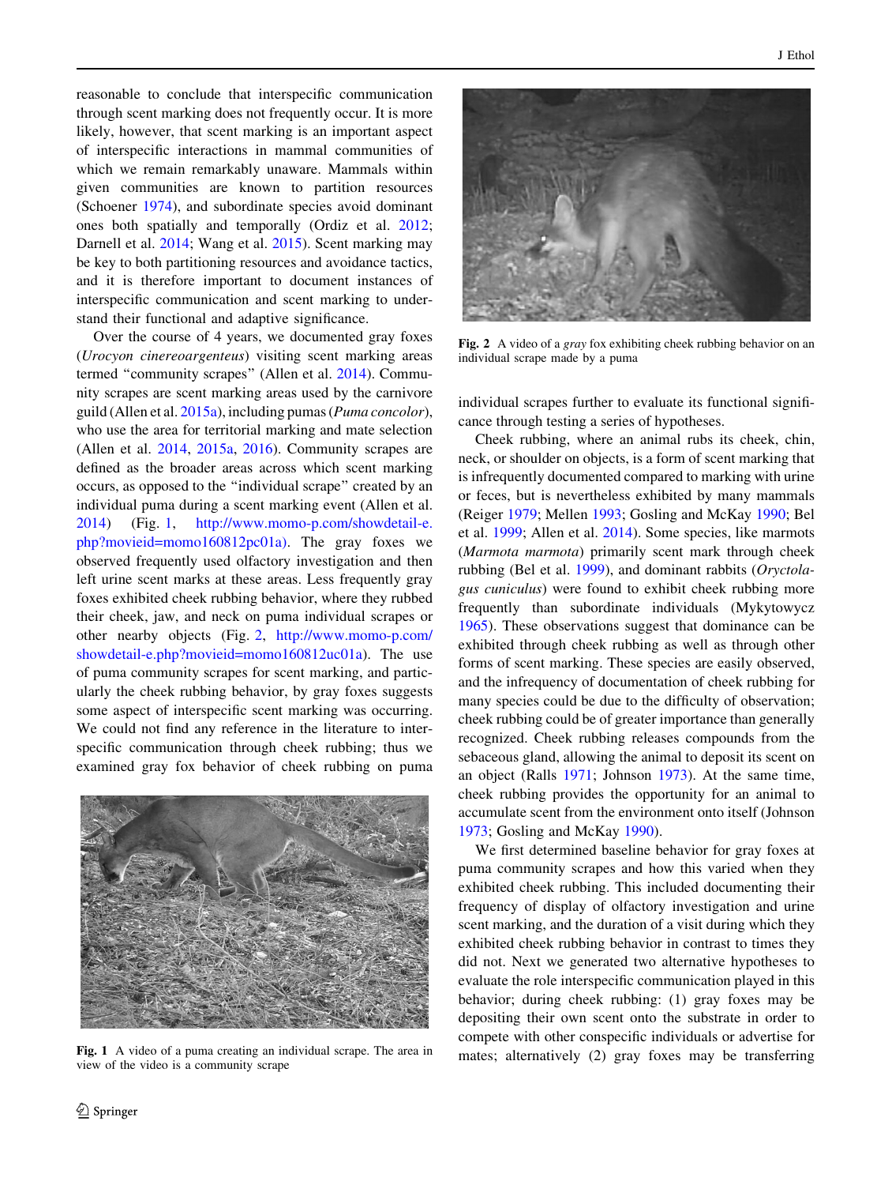reasonable to conclude that interspecific communication through scent marking does not frequently occur. It is more likely, however, that scent marking is an important aspect of interspecific interactions in mammal communities of which we remain remarkably unaware. Mammals within given communities are known to partition resources (Schoener 1974), and subordinate species avoid dominant ones both spatially and temporally (Ordiz et al. 2012; Darnell et al. 2014; Wang et al. 2015). Scent marking may be key to both partitioning resources and avoidance tactics, and it is therefore important to document instances of interspecific communication and scent marking to understand their functional and adaptive significance.

Over the course of 4 years, we documented gray foxes (*Urocyon cinereoargenteus*) visiting scent marking areas termed "community scrapes" (Allen et al. 2014). Community scrapes are scent marking areas used by the carnivore guild (Allen et al. 2015a), including pumas (*Puma concolor*), who use the area for territorial marking and mate selection (Allen et al. 2014, 2015a, 2016). Community scrapes are defined as the broader areas across which scent marking occurs, as opposed to the "individual scrape" created by an individual puma during a scent marking event (Allen et al. 2014) (Fig. 1, http://www.momo-p.com/showdetail-e.php?movieid=momo160812pc01a). The gray foxes we observed frequently used olfactory investigation and then left urine scent marks at these areas. Less frequently gray foxes exhibited cheek rubbing behavior, where they rubbed their cheek, jaw, and neck on puma individual scrapes or other nearby objects (Fig. 2, http://www.momo-p.com/showdetail-e.php?movieid=momo160812uc01a). The use of puma community scrapes for scent marking, and particularly the cheek rubbing behavior, by gray foxes suggests some aspect of interspecific scent marking was occurring. We could not find any reference in the literature to interspecific communication through cheek rubbing; thus we examined gray fox behavior of cheek rubbing on puma individual scrapes further to evaluate its functional significance through testing a series of hypotheses.

Fig. 1 A video of a puma creating an individual scrape. The area in view of the video is a community scrape

Fig. 2 A video of a *gray* fox exhibiting cheek rubbing behavior on an individual scrape made by a puma

Cheek rubbing, where an animal rubs its cheek, chin, neck, or shoulder on objects, is a form of scent marking that is infrequently documented compared to marking with urine or feces, but is nevertheless exhibited by many mammals (Reiger 1979; Mellen 1993; Gosling and McKay 1990; Bel et al. 1999; Allen et al. 2014). Some species, like marmots (*Marmota marmota*) primarily scent mark through cheek rubbing (Bel et al. 1999), and dominant rabbits (*Oryctolagus cuniculus*) were found to exhibit cheek rubbing more frequently than subordinate individuals (Mykytowycz 1965). These observations suggest that dominance can be exhibited through cheek rubbing as well as through other forms of scent marking. These species are easily observed, and the infrequency of documentation of cheek rubbing for many species could be due to the difficulty of observation; cheek rubbing could be of greater importance than generally recognized. Cheek rubbing releases compounds from the sebaceous gland, allowing the animal to deposit its scent on an object (Ralls 1971; Johnson 1973). At the same time, cheek rubbing provides the opportunity for an animal to accumulate scent from the environment onto itself (Johnson 1973; Gosling and McKay 1990).

We first determined baseline behavior for gray foxes at puma community scrapes and how this varied when they exhibited cheek rubbing. This included documenting their frequency of display of olfactory investigation and urine scent marking, and the duration of a visit during which they exhibited cheek rubbing behavior in contrast to times they did not. Next we generated two alternative hypotheses to evaluate the role interspecific communication played in this behavior; during cheek rubbing: (1) gray foxes may be depositing their own scent onto the substrate in order to compete with other conspecific individuals or advertise for mates; alternatively (2) gray foxes may be transferring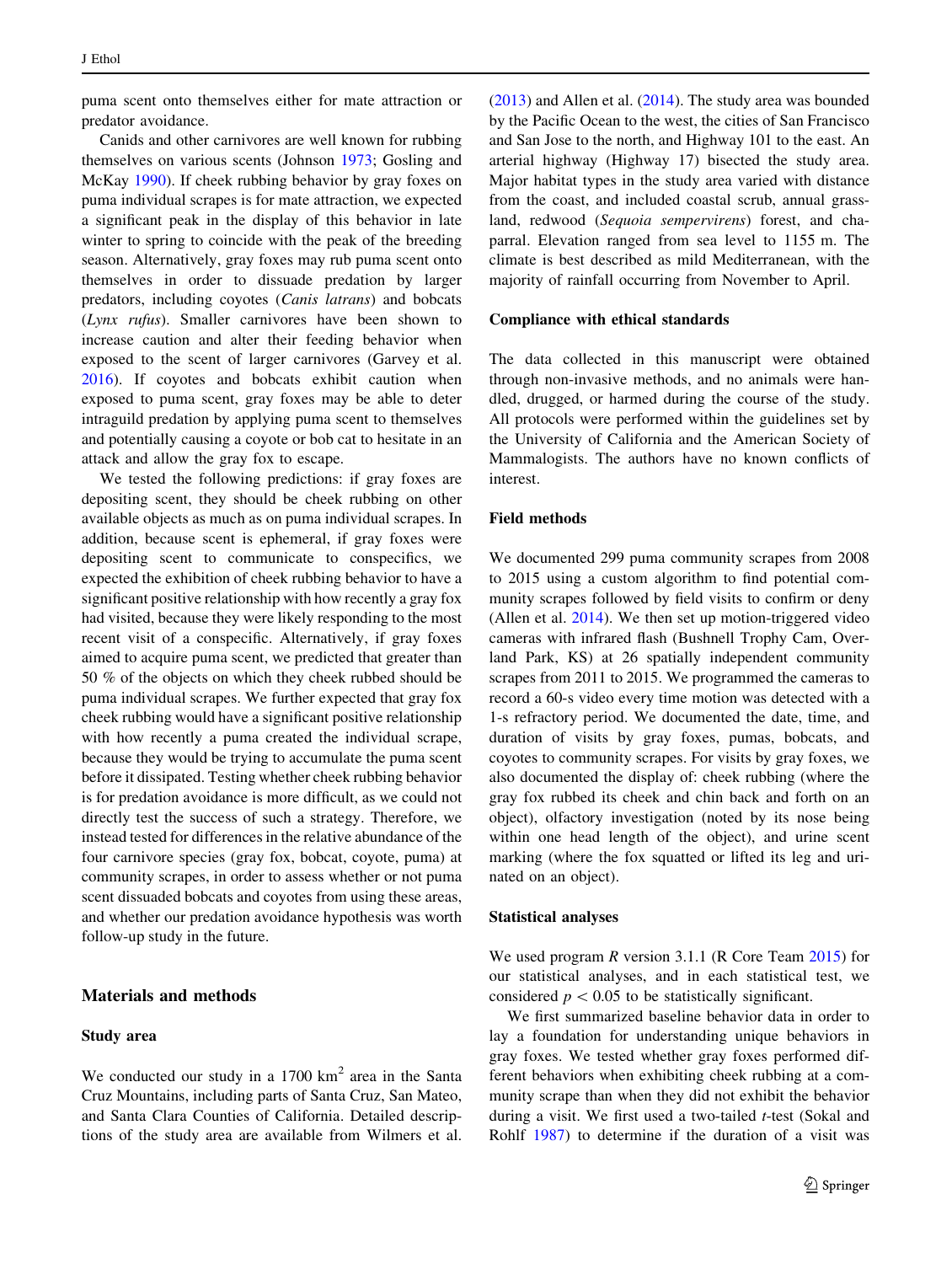puma scent onto themselves either for mate attraction or predator avoidance.

Canids and other carnivores are well known for rubbing themselves on various scents (Johnson 1973; Gosling and McKay 1990). If cheek rubbing behavior by gray foxes on puma individual scrapes is for mate attraction, we expected a significant peak in the display of this behavior in late winter to spring to coincide with the peak of the breeding season. Alternatively, gray foxes may rub puma scent onto themselves in order to dissuade predation by larger predators, including coyotes (*Canis latrans*) and bobcats (*Lynx rufus*). Smaller carnivores have been shown to increase caution and alter their feeding behavior when exposed to the scent of larger carnivores (Garvey et al. 2016). If coyotes and bobcats exhibit caution when exposed to puma scent, gray foxes may be able to deter intraguild predation by applying puma scent to themselves and potentially causing a coyote or bob cat to hesitate in an attack and allow the gray fox to escape.

We tested the following predictions: if gray foxes are depositing scent, they should be cheek rubbing on other available objects as much as on puma individual scrapes. In addition, because scent is ephemeral, if gray foxes were depositing scent to communicate to conspecifics, we expected the exhibition of cheek rubbing behavior to have a significant positive relationship with how recently a gray fox had visited, because they were likely responding to the most recent visit of a conspecific. Alternatively, if gray foxes aimed to acquire puma scent, we predicted that greater than 50 % of the objects on which they cheek rubbed should be puma individual scrapes. We further expected that gray fox cheek rubbing would have a significant positive relationship with how recently a puma created the individual scrape, because they would be trying to accumulate the puma scent before it dissipated. Testing whether cheek rubbing behavior is for predation avoidance is more difficult, as we could not directly test the success of such a strategy. Therefore, we instead tested for differences in the relative abundance of the four carnivore species (gray fox, bobcat, coyote, puma) at community scrapes, in order to assess whether or not puma scent dissuaded bobcats and coyotes from using these areas, and whether our predation avoidance hypothesis was worth follow-up study in the future.

## Materials and methods

### Study area

We conducted our study in a 1700 km$^2$ area in the Santa Cruz Mountains, including parts of Santa Cruz, San Mateo, and Santa Clara Counties of California. Detailed descriptions of the study area are available from Wilmers et al. (2013) and Allen et al. (2014). The study area was bounded by the Pacific Ocean to the west, the cities of San Francisco and San Jose to the north, and Highway 101 to the east. An arterial highway (Highway 17) bisected the study area. Major habitat types in the study area varied with distance from the coast, and included coastal scrub, annual grassland, redwood (*Sequoia sempervirens*) forest, and chaparral. Elevation ranged from sea level to 1155 m. The climate is best described as mild Mediterranean, with the majority of rainfall occurring from November to April.

### Compliance with ethical standards

The data collected in this manuscript were obtained through non-invasive methods, and no animals were handled, drugged, or harmed during the course of the study. All protocols were performed within the guidelines set by the University of California and the American Society of Mammalogists. The authors have no known conflicts of interest.

### Field methods

We documented 299 puma community scrapes from 2008 to 2015 using a custom algorithm to find potential community scrapes followed by field visits to confirm or deny (Allen et al. 2014). We then set up motion-triggered video cameras with infrared flash (Bushnell Trophy Cam, Overland Park, KS) at 26 spatially independent community scrapes from 2011 to 2015. We programmed the cameras to record a 60-s video every time motion was detected with a 1-s refractory period. We documented the date, time, and duration of visits by gray foxes, pumas, bobcats, and coyotes to community scrapes. For visits by gray foxes, we also documented the display of: cheek rubbing (where the gray fox rubbed its cheek and chin back and forth on an object), olfactory investigation (noted by its nose being within one head length of the object), and urine scent marking (where the fox squatted or lifted its leg and urinated on an object).

### Statistical analyses

We used program *R* version 3.1.1 (R Core Team 2015) for our statistical analyses, and in each statistical test, we considered $p < 0.05$ to be statistically significant.

We first summarized baseline behavior data in order to lay a foundation for understanding unique behaviors in gray foxes. We tested whether gray foxes performed different behaviors when exhibiting cheek rubbing at a community scrape than when they did not exhibit the behavior during a visit. We first used a two-tailed *t*-test (Sokal and Rohlf 1987) to determine if the duration of a visit was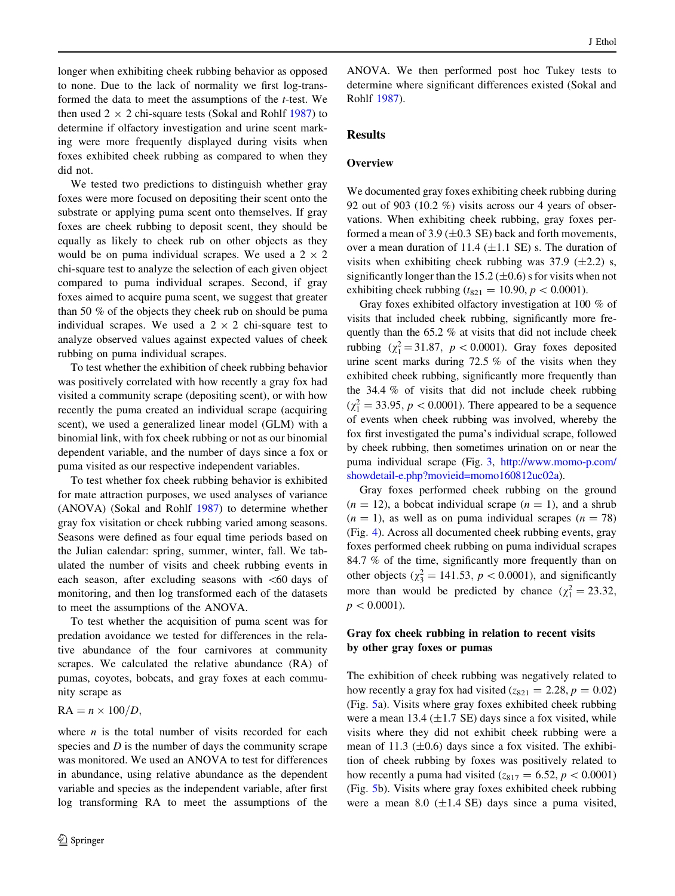longer when exhibiting cheek rubbing behavior as opposed to none. Due to the lack of normality we first log-transformed the data to meet the assumptions of the *t*-test. We then used 2 × 2 chi-square tests (Sokal and Rohlf 1987) to determine if olfactory investigation and urine scent marking were more frequently displayed during visits when foxes exhibited cheek rubbing as compared to when they did not.

We tested two predictions to distinguish whether gray foxes were more focused on depositing their scent onto the substrate or applying puma scent onto themselves. If gray foxes are cheek rubbing to deposit scent, they should be equally as likely to cheek rub on other objects as they would be on puma individual scrapes. We used a 2 × 2 chi-square test to analyze the selection of each given object compared to puma individual scrapes. Second, if gray foxes aimed to acquire puma scent, we suggest that greater than 50 % of the objects they cheek rub on should be puma individual scrapes. We used a 2 × 2 chi-square test to analyze observed values against expected values of cheek rubbing on puma individual scrapes.

To test whether the exhibition of cheek rubbing behavior was positively correlated with how recently a gray fox had visited a community scrape (depositing scent), or with how recently the puma created an individual scrape (acquiring scent), we used a generalized linear model (GLM) with a binomial link, with fox cheek rubbing or not as our binomial dependent variable, and the number of days since a fox or puma visited as our respective independent variables.

To test whether fox cheek rubbing behavior is exhibited for mate attraction purposes, we used analyses of variance (ANOVA) (Sokal and Rohlf 1987) to determine whether gray fox visitation or cheek rubbing varied among seasons. Seasons were defined as four equal time periods based on the Julian calendar: spring, summer, winter, fall. We tabulated the number of visits and cheek rubbing events in each season, after excluding seasons with <60 days of monitoring, and then log transformed each of the datasets to meet the assumptions of the ANOVA.

To test whether the acquisition of puma scent was for predation avoidance we tested for differences in the relative abundance of the four carnivores at community scrapes. We calculated the relative abundance (RA) of pumas, coyotes, bobcats, and gray foxes at each community scrape as

$$\mathrm{RA} = n \times 100/D,$$

where $n$ is the total number of visits recorded for each species and $D$ is the number of days the community scrape was monitored. We used an ANOVA to test for differences in abundance, using relative abundance as the dependent variable and species as the independent variable, after first log transforming RA to meet the assumptions of the ANOVA. We then performed post hoc Tukey tests to determine where significant differences existed (Sokal and Rohlf 1987).

## Results

### Overview

We documented gray foxes exhibiting cheek rubbing during 92 out of 903 (10.2 %) visits across our 4 years of observations. When exhibiting cheek rubbing, gray foxes performed a mean of 3.9 (±0.3 SE) back and forth movements, over a mean duration of 11.4 (±1.1 SE) s. The duration of visits when exhibiting cheek rubbing was 37.9 (±2.2) s, significantly longer than the 15.2 (±0.6) s for visits when not exhibiting cheek rubbing ($t_{821} = 10.90$, $p < 0.0001$).

Gray foxes exhibited olfactory investigation at 100 % of visits that included cheek rubbing, significantly more frequently than the 65.2 % at visits that did not include cheek rubbing ($\chi^2_1 = 31.87$, $p < 0.0001$). Gray foxes deposited urine scent marks during 72.5 % of the visits when they exhibited cheek rubbing, significantly more frequently than the 34.4 % of visits that did not include cheek rubbing ($\chi^2_1 = 33.95$, $p < 0.0001$). There appeared to be a sequence of events when cheek rubbing was involved, whereby the fox first investigated the puma's individual scrape, followed by cheek rubbing, then sometimes urination on or near the puma individual scrape (Fig. 3, http://www.momo-p.com/showdetail-e.php?movieid=momo160812uc02a).

Gray foxes performed cheek rubbing on the ground ($n = 12$), a bobcat individual scrape ($n = 1$), and a shrub ($n = 1$), as well as on puma individual scrapes ($n = 78$) (Fig. 4). Across all documented cheek rubbing events, gray foxes performed cheek rubbing on puma individual scrapes 84.7 % of the time, significantly more frequently than on other objects ($\chi^2_3 = 141.53$, $p < 0.0001$), and significantly more than would be predicted by chance ($\chi^2_1 = 23.32$, $p < 0.0001$).

### Gray fox cheek rubbing in relation to recent visits by other gray foxes or pumas

The exhibition of cheek rubbing was negatively related to how recently a gray fox had visited ($z_{821} = 2.28$, $p = 0.02$) (Fig. 5a). Visits where gray foxes exhibited cheek rubbing were a mean 13.4 (±1.7 SE) days since a fox visited, while visits where they did not exhibit cheek rubbing were a mean of 11.3 (±0.6) days since a fox visited. The exhibition of cheek rubbing by foxes was positively related to how recently a puma had visited ($z_{817} = 6.52$, $p < 0.0001$) (Fig. 5b). Visits where gray foxes exhibited cheek rubbing were a mean 8.0 (±1.4 SE) days since a puma visited,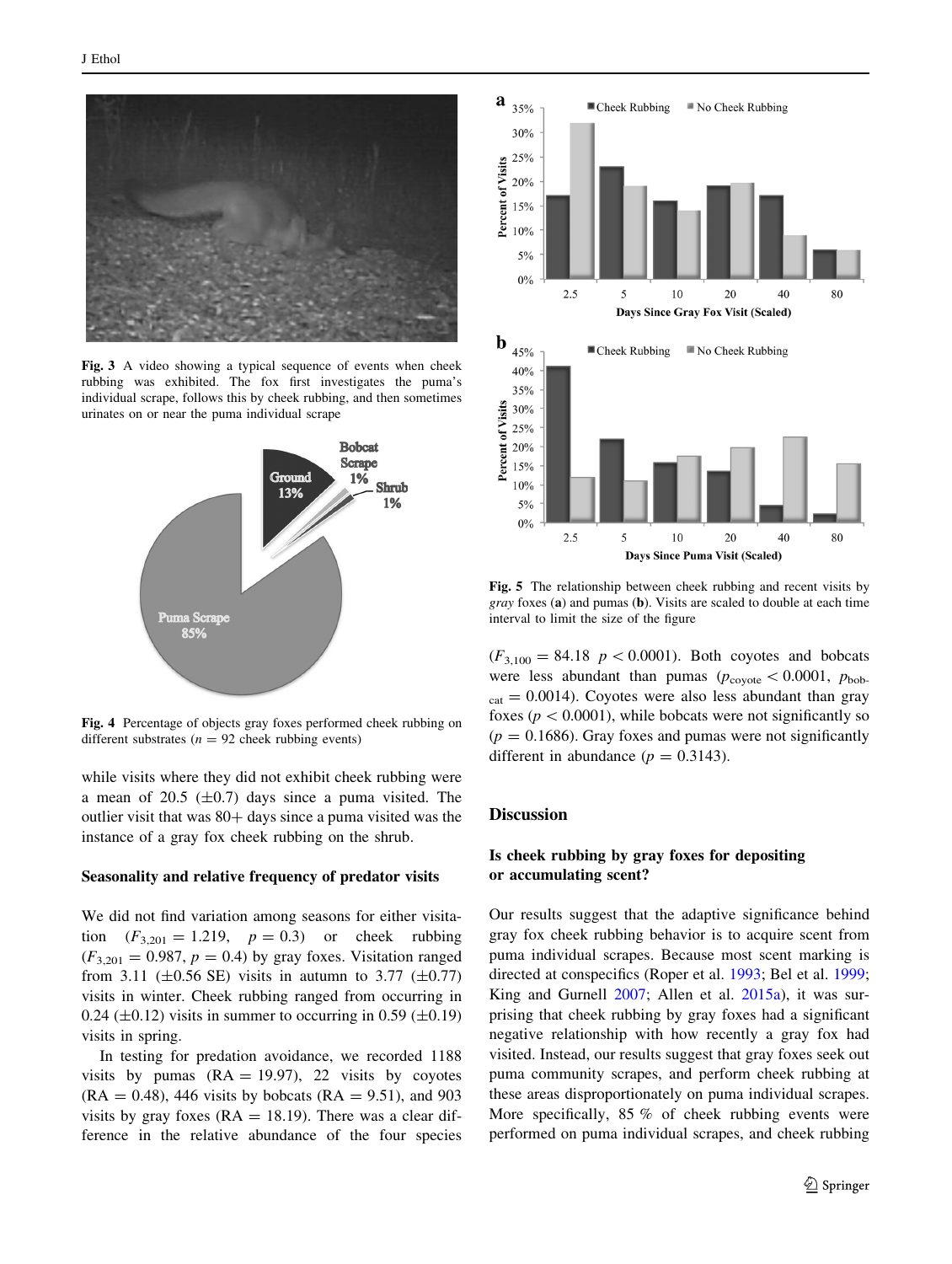Fig. 3 A video showing a typical sequence of events when cheek rubbing was exhibited. The fox first investigates the puma's individual scrape, follows this by cheek rubbing, and then sometimes urinates on or near the puma individual scrape

Bobcat Scrape 1%
Ground 13%
Shrub 1%
Puma Scrape 85%

Fig. 4 Percentage of objects gray foxes performed cheek rubbing on different substrates ($n = 92$ cheek rubbing events)

while visits where they did not exhibit cheek rubbing were a mean of 20.5 (±0.7) days since a puma visited. The outlier visit that was 80+ days since a puma visited was the instance of a gray fox cheek rubbing on the shrub.

### Seasonality and relative frequency of predator visits

We did not find variation among seasons for either visitation ($F_{3,201} = 1.219$, $p = 0.3$) or cheek rubbing ($F_{3,201} = 0.987$, $p = 0.4$) by gray foxes. Visitation ranged from 3.11 (±0.56 SE) visits in autumn to 3.77 (±0.77) visits in winter. Cheek rubbing ranged from occurring in 0.24 (±0.12) visits in summer to occurring in 0.59 (±0.19) visits in spring.

In testing for predation avoidance, we recorded 1188 visits by pumas (RA = 19.97), 22 visits by coyotes (RA = 0.48), 446 visits by bobcats (RA = 9.51), and 903 visits by gray foxes (RA = 18.19). There was a clear difference in the relative abundance of the four species ($F_{3,100} = 84.18$ $p < 0.0001$). Both coyotes and bobcats were less abundant than pumas ($p_{coyote} < 0.0001$, $p_{bobcat} = 0.0014$). Coyotes were also less abundant than gray foxes ($p < 0.0001$), while bobcats were not significantly so ($p = 0.1686$). Gray foxes and pumas were not significantly different in abundance ($p = 0.3143$).

a
Cheek Rubbing
No Cheek Rubbing
Percent of Visits
35%
30%
25%
20%
15%
10%
5%
0%
2.5
5
10
20
40
80
Days Since Gray Fox Visit (Scaled)

b
Cheek Rubbing
No Cheek Rubbing
Percent of Visits
45%
40%
35%
30%
25%
20%
15%
10%
5%
0%
2.5
5
10
20
40
80
Days Since Puma Visit (Scaled)

Fig. 5 The relationship between cheek rubbing and recent visits by *gray* foxes (**a**) and pumas (**b**). Visits are scaled to double at each time interval to limit the size of the figure

## Discussion

### Is cheek rubbing by gray foxes for depositing or accumulating scent?

Our results suggest that the adaptive significance behind gray fox cheek rubbing behavior is to acquire scent from puma individual scrapes. Because most scent marking is directed at conspecifics (Roper et al. 1993; Bel et al. 1999; King and Gurnell 2007; Allen et al. 2015a), it was surprising that cheek rubbing by gray foxes had a significant negative relationship with how recently a gray fox had visited. Instead, our results suggest that gray foxes seek out puma community scrapes, and perform cheek rubbing at these areas disproportionately on puma individual scrapes. More specifically, 85 % of cheek rubbing events were performed on puma individual scrapes, and cheek rubbing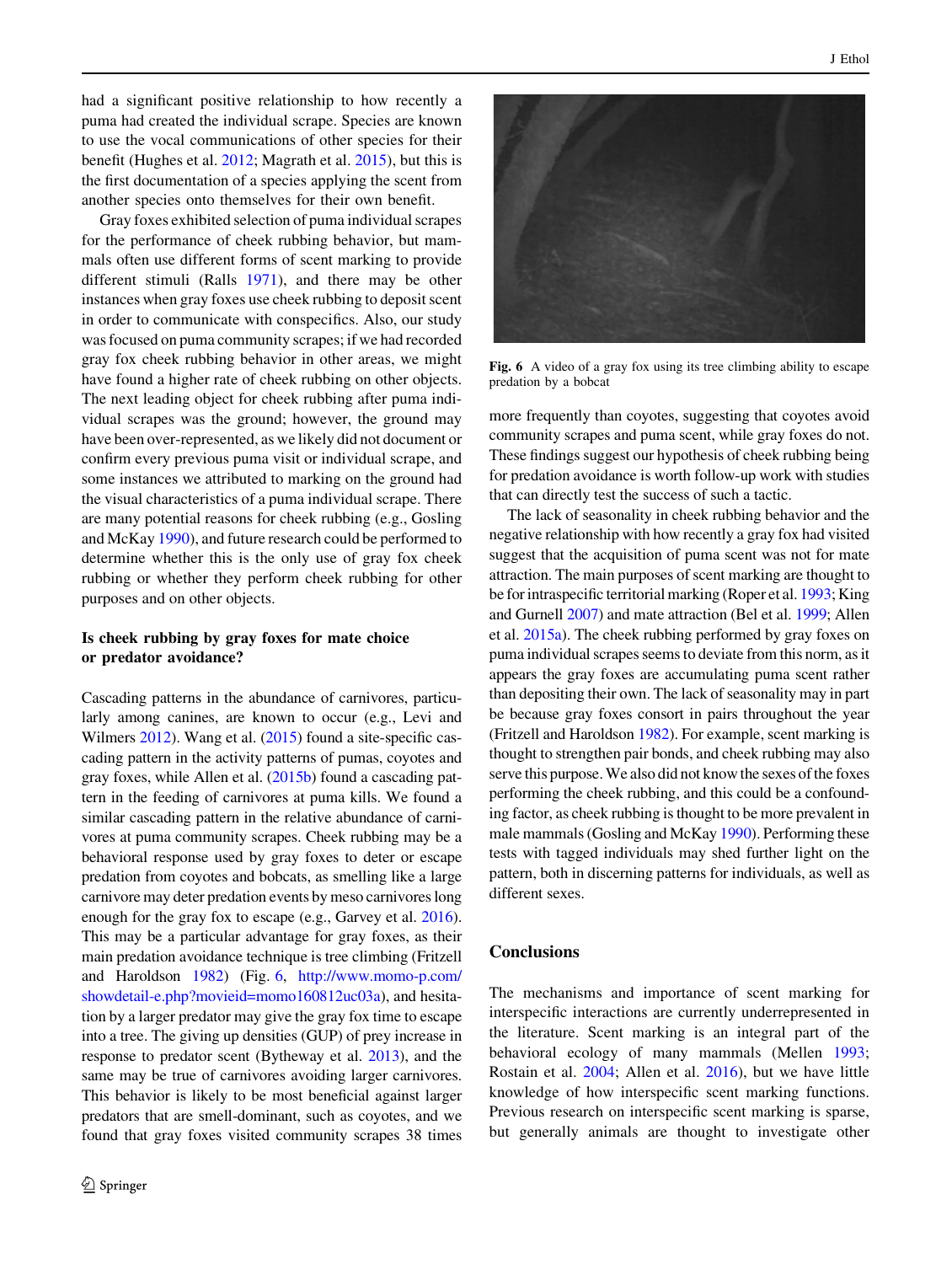had a significant positive relationship to how recently a puma had created the individual scrape. Species are known to use the vocal communications of other species for their benefit (Hughes et al. 2012; Magrath et al. 2015), but this is the first documentation of a species applying the scent from another species onto themselves for their own benefit.

Gray foxes exhibited selection of puma individual scrapes for the performance of cheek rubbing behavior, but mammals often use different forms of scent marking to provide different stimuli (Ralls 1971), and there may be other instances when gray foxes use cheek rubbing to deposit scent in order to communicate with conspecifics. Also, our study was focused on puma community scrapes; if we had recorded gray fox cheek rubbing behavior in other areas, we might have found a higher rate of cheek rubbing on other objects. The next leading object for cheek rubbing after puma individual scrapes was the ground; however, the ground may have been over-represented, as we likely did not document or confirm every previous puma visit or individual scrape, and some instances we attributed to marking on the ground had the visual characteristics of a puma individual scrape. There are many potential reasons for cheek rubbing (e.g., Gosling and McKay 1990), and future research could be performed to determine whether this is the only use of gray fox cheek rubbing or whether they perform cheek rubbing for other purposes and on other objects.

### Is cheek rubbing by gray foxes for mate choice or predator avoidance?

Cascading patterns in the abundance of carnivores, particularly among canines, are known to occur (e.g., Levi and Wilmers 2012). Wang et al. (2015) found a site-specific cascading pattern in the activity patterns of pumas, coyotes and gray foxes, while Allen et al. (2015b) found a cascading pattern in the feeding of carnivores at puma kills. We found a similar cascading pattern in the relative abundance of carnivores at puma community scrapes. Cheek rubbing may be a behavioral response used by gray foxes to deter or escape predation from coyotes and bobcats, as smelling like a large carnivore may deter predation events by meso carnivores long enough for the gray fox to escape (e.g., Garvey et al. 2016). This may be a particular advantage for gray foxes, as their main predation avoidance technique is tree climbing (Fritzell and Haroldson 1982) (Fig. 6, http://www.momo-p.com/showdetail-e.php?movieid=momo160812uc03a), and hesitation by a larger predator may give the gray fox time to escape into a tree. The giving up densities (GUP) of prey increase in response to predator scent (Bytheway et al. 2013), and the same may be true of carnivores avoiding larger carnivores. This behavior is likely to be most beneficial against larger predators that are smell-dominant, such as coyotes, and we found that gray foxes visited community scrapes 38 times more frequently than coyotes, suggesting that coyotes avoid community scrapes and puma scent, while gray foxes do not. These findings suggest our hypothesis of cheek rubbing being for predation avoidance is worth follow-up work with studies that can directly test the success of such a tactic.

Fig. 6 A video of a gray fox using its tree climbing ability to escape predation by a bobcat

The lack of seasonality in cheek rubbing behavior and the negative relationship with how recently a gray fox had visited suggest that the acquisition of puma scent was not for mate attraction. The main purposes of scent marking are thought to be for intraspecific territorial marking (Roper et al. 1993; King and Gurnell 2007) and mate attraction (Bel et al. 1999; Allen et al. 2015a). The cheek rubbing performed by gray foxes on puma individual scrapes seems to deviate from this norm, as it appears the gray foxes are accumulating puma scent rather than depositing their own. The lack of seasonality may in part be because gray foxes consort in pairs throughout the year (Fritzell and Haroldson 1982). For example, scent marking is thought to strengthen pair bonds, and cheek rubbing may also serve this purpose. We also did not know the sexes of the foxes performing the cheek rubbing, and this could be a confounding factor, as cheek rubbing is thought to be more prevalent in male mammals (Gosling and McKay 1990). Performing these tests with tagged individuals may shed further light on the pattern, both in discerning patterns for individuals, as well as different sexes.

## Conclusions

The mechanisms and importance of scent marking for interspecific interactions are currently underrepresented in the literature. Scent marking is an integral part of the behavioral ecology of many mammals (Mellen 1993; Rostain et al. 2004; Allen et al. 2016), but we have little knowledge of how interspecific scent marking functions. Previous research on interspecific scent marking is sparse, but generally animals are thought to investigate other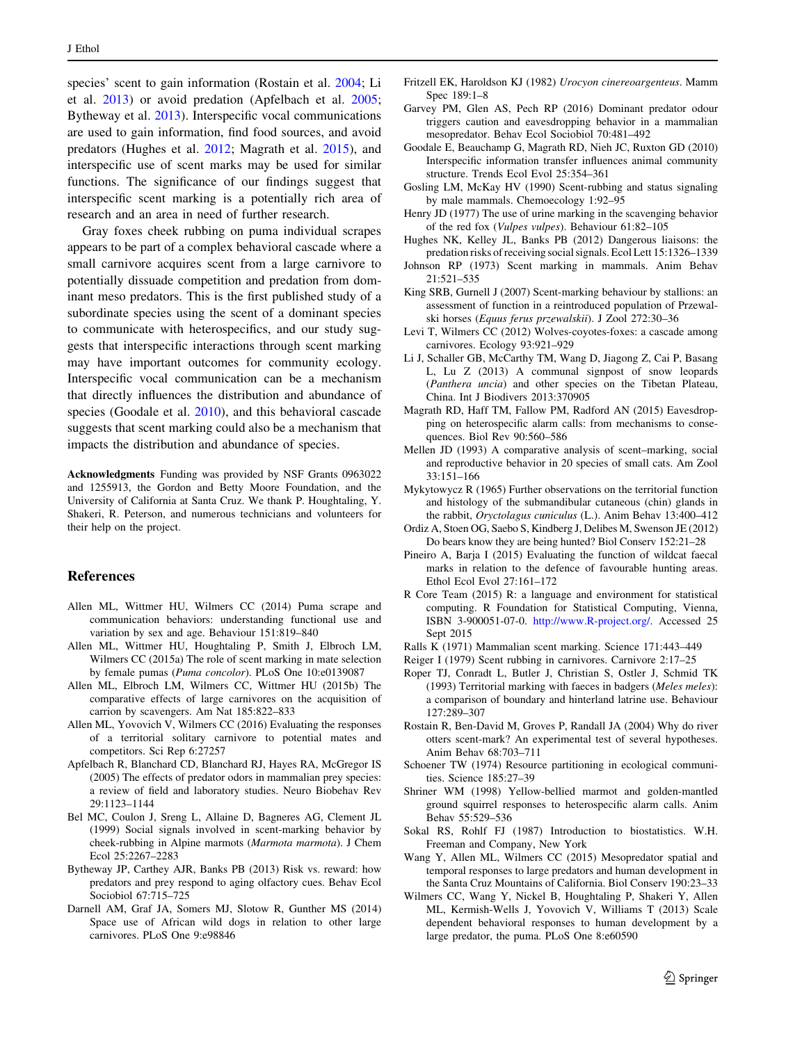species' scent to gain information (Rostain et al. 2004; Li et al. 2013) or avoid predation (Apfelbach et al. 2005; Bytheway et al. 2013). Interspecific vocal communications are used to gain information, find food sources, and avoid predators (Hughes et al. 2012; Magrath et al. 2015), and interspecific use of scent marks may be used for similar functions. The significance of our findings suggest that interspecific scent marking is a potentially rich area of research and an area in need of further research.

Gray foxes cheek rubbing on puma individual scrapes appears to be part of a complex behavioral cascade where a small carnivore acquires scent from a large carnivore to potentially dissuade competition and predation from dominant meso predators. This is the first published study of a subordinate species using the scent of a dominant species to communicate with heterospecifics, and our study suggests that interspecific interactions through scent marking may have important outcomes for community ecology. Interspecific vocal communication can be a mechanism that directly influences the distribution and abundance of species (Goodale et al. 2010), and this behavioral cascade suggests that scent marking could also be a mechanism that impacts the distribution and abundance of species.

**Acknowledgments** Funding was provided by NSF Grants 0963022 and 1255913, the Gordon and Betty Moore Foundation, and the University of California at Santa Cruz. We thank P. Houghtaling, Y. Shakeri, R. Peterson, and numerous technicians and volunteers for their help on the project.

## References

Allen ML, Wittmer HU, Wilmers CC (2014) Puma scrape and communication behaviors: understanding functional use and variation by sex and age. Behaviour 151:819–840

Allen ML, Wittmer HU, Houghtaling P, Smith J, Elbroch LM, Wilmers CC (2015a) The role of scent marking in mate selection by female pumas (*Puma concolor*). PLoS One 10:e0139087

Allen ML, Elbroch LM, Wilmers CC, Wittmer HU (2015b) The comparative effects of large carnivores on the acquisition of carrion by scavengers. Am Nat 185:822–833

Allen ML, Yovovich V, Wilmers CC (2016) Evaluating the responses of a territorial solitary carnivore to potential mates and competitors. Sci Rep 6:27257

Apfelbach R, Blanchard CD, Blanchard RJ, Hayes RA, McGregor IS (2005) The effects of predator odors in mammalian prey species: a review of field and laboratory studies. Neuro Biobehav Rev 29:1123–1144

Bel MC, Coulon J, Sreng L, Allaine D, Bagneres AG, Clement JL (1999) Social signals involved in scent-marking behavior by cheek-rubbing in Alpine marmots (*Marmota marmota*). J Chem Ecol 25:2267–2283

Bytheway JP, Carthey AJR, Banks PB (2013) Risk vs. reward: how predators and prey respond to aging olfactory cues. Behav Ecol Sociobiol 67:715–725

Darnell AM, Graf JA, Somers MJ, Slotow R, Gunther MS (2014) Space use of African wild dogs in relation to other large carnivores. PLoS One 9:e98846

Fritzell EK, Haroldson KJ (1982) *Urocyon cinereoargenteus*. Mamm Spec 189:1–8

Garvey PM, Glen AS, Pech RP (2016) Dominant predator odour triggers caution and eavesdropping behavior in a mammalian mesopredator. Behav Ecol Sociobiol 70:481–492

Goodale E, Beauchamp G, Magrath RD, Nieh JC, Ruxton GD (2010) Interspecific information transfer influences animal community structure. Trends Ecol Evol 25:354–361

Gosling LM, McKay HV (1990) Scent-rubbing and status signaling by male mammals. Chemoecology 1:92–95

Henry JD (1977) The use of urine marking in the scavenging behavior of the red fox (*Vulpes vulpes*). Behaviour 61:82–105

Hughes NK, Kelley JL, Banks PB (2012) Dangerous liaisons: the predation risks of receiving social signals. Ecol Lett 15:1326–1339

Johnson RP (1973) Scent marking in mammals. Anim Behav 21:521–535

King SRB, Gurnell J (2007) Scent-marking behaviour by stallions: an assessment of function in a reintroduced population of Przewalski horses (*Equus ferus przewalskii*). J Zool 272:30–36

Levi T, Wilmers CC (2012) Wolves-coyotes-foxes: a cascade among carnivores. Ecology 93:921–929

Li J, Schaller GB, McCarthy TM, Wang D, Jiagong Z, Cai P, Basang L, Lu Z (2013) A communal signpost of snow leopards (*Panthera uncia*) and other species on the Tibetan Plateau, China. Int J Biodivers 2013:370905

Magrath RD, Haff TM, Fallow PM, Radford AN (2015) Eavesdropping on heterospecific alarm calls: from mechanisms to consequences. Biol Rev 90:560–586

Mellen JD (1993) A comparative analysis of scent–marking, social and reproductive behavior in 20 species of small cats. Am Zool 33:151–166

Mykytowycz R (1965) Further observations on the territorial function and histology of the submandibular cutaneous (chin) glands in the rabbit, *Oryctolagus cuniculus* (L.). Anim Behav 13:400–412

Ordiz A, Stoen OG, Saebo S, Kindberg J, Delibes M, Swenson JE (2012) Do bears know they are being hunted? Biol Conserv 152:21–28

Pineiro A, Barja I (2015) Evaluating the function of wildcat faecal marks in relation to the defence of favourable hunting areas. Ethol Ecol Evol 27:161–172

R Core Team (2015) R: a language and environment for statistical computing. R Foundation for Statistical Computing, Vienna, ISBN 3-900051-07-0. http://www.R-project.org/. Accessed 25 Sept 2015

Ralls K (1971) Mammalian scent marking. Science 171:443–449

Reiger I (1979) Scent rubbing in carnivores. Carnivore 2:17–25

Roper TJ, Conradt L, Butler J, Christian S, Ostler J, Schmid TK (1993) Territorial marking with faeces in badgers (*Meles meles*): a comparison of boundary and hinterland latrine use. Behaviour 127:289–307

Rostain R, Ben-David M, Groves P, Randall JA (2004) Why do river otters scent-mark? An experimental test of several hypotheses. Anim Behav 68:703–711

Schoener TW (1974) Resource partitioning in ecological communities. Science 185:27–39

Shriner WM (1998) Yellow-bellied marmot and golden-mantled ground squirrel responses to heterospecific alarm calls. Anim Behav 55:529–536

Sokal RS, Rohlf FJ (1987) Introduction to biostatistics. W.H. Freeman and Company, New York

Wang Y, Allen ML, Wilmers CC (2015) Mesopredator spatial and temporal responses to large predators and human development in the Santa Cruz Mountains of California. Biol Conserv 190:23–33

Wilmers CC, Wang Y, Nickel B, Houghtaling P, Shakeri Y, Allen ML, Kermish-Wells J, Yovovich V, Williams T (2013) Scale dependent behavioral responses to human development by a large predator, the puma. PLoS One 8:e60590